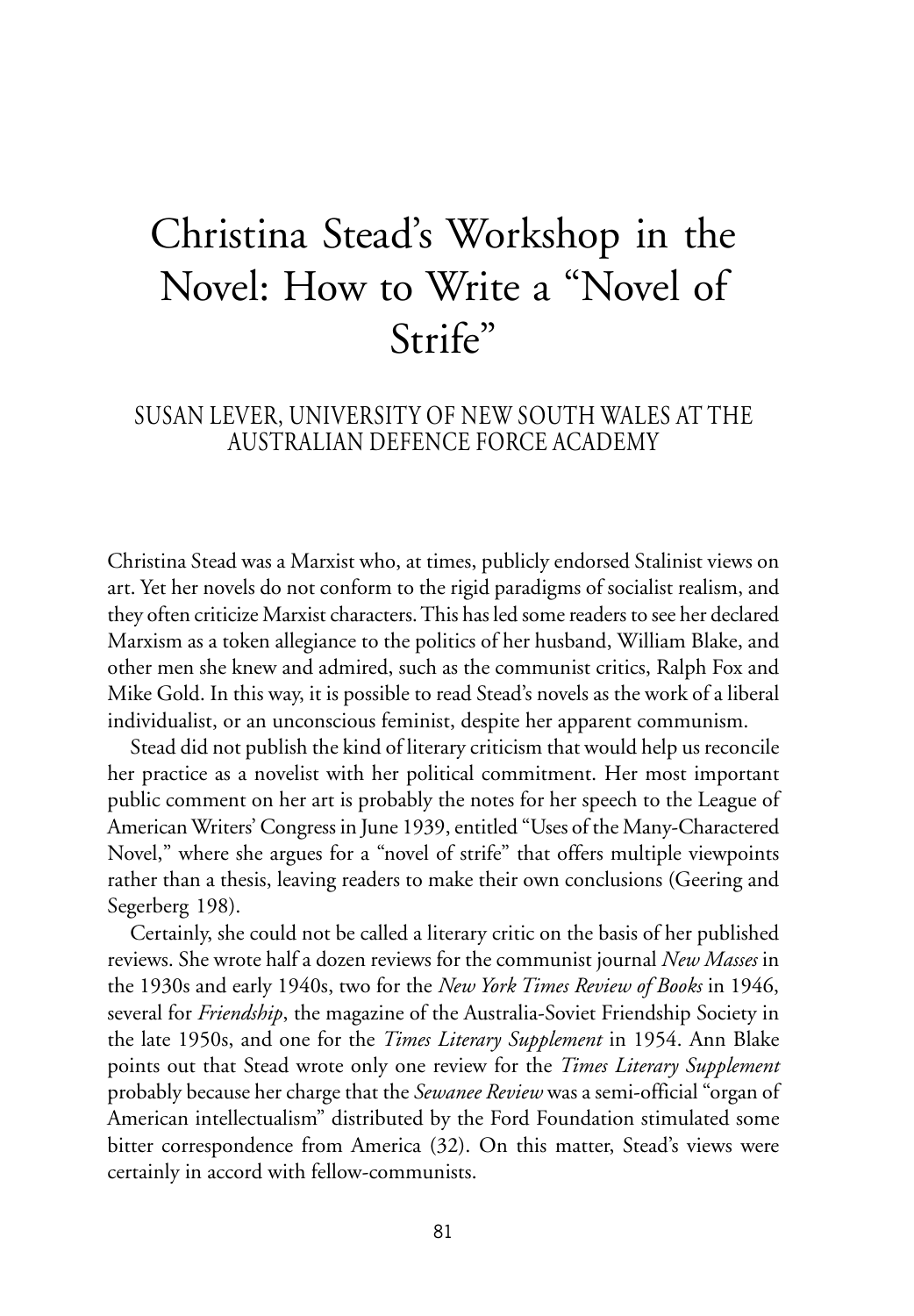# Christina Stead's Workshop in the Novel: How to Write a "Novel of Strife"

## SUSAN LEVER, UNIVERSITY OF NEW SOUTH WALES AT THE AUSTRALIAN DEFENCE FORCE ACADEMY

Christina Stead was a Marxist who, at times, publicly endorsed Stalinist views on art. Yet her novels do not conform to the rigid paradigms of socialist realism, and they often criticize Marxist characters. This has led some readers to see her declared Marxism as a token allegiance to the politics of her husband, William Blake, and other men she knew and admired, such as the communist critics, Ralph Fox and Mike Gold. In this way, it is possible to read Stead's novels as the work of a liberal individualist, or an unconscious feminist, despite her apparent communism.

Stead did not publish the kind of literary criticism that would help us reconcile her practice as a novelist with her political commitment. Her most important public comment on her art is probably the notes for her speech to the League of American Writers' Congress in June 1939, entitled "Uses of the Many-Charactered Novel," where she argues for a "novel of strife" that offers multiple viewpoints rather than a thesis, leaving readers to make their own conclusions (Geering and Segerberg 198).

Certainly, she could not be called a literary critic on the basis of her published reviews. She wrote half a dozen reviews for the communist journal *New Masses* in the 1930s and early 1940s, two for the *New York Times Review of Books* in 1946, several for *Friendship*, the magazine of the Australia-Soviet Friendship Society in the late 1950s, and one for the *Times Literary Supplement* in 1954. Ann Blake points out that Stead wrote only one review for the *Times Literary Supplement* probably because her charge that the *Sewanee Review* was a semi-official "organ of American intellectualism" distributed by the Ford Foundation stimulated some bitter correspondence from America (32). On this matter, Stead's views were certainly in accord with fellow-communists.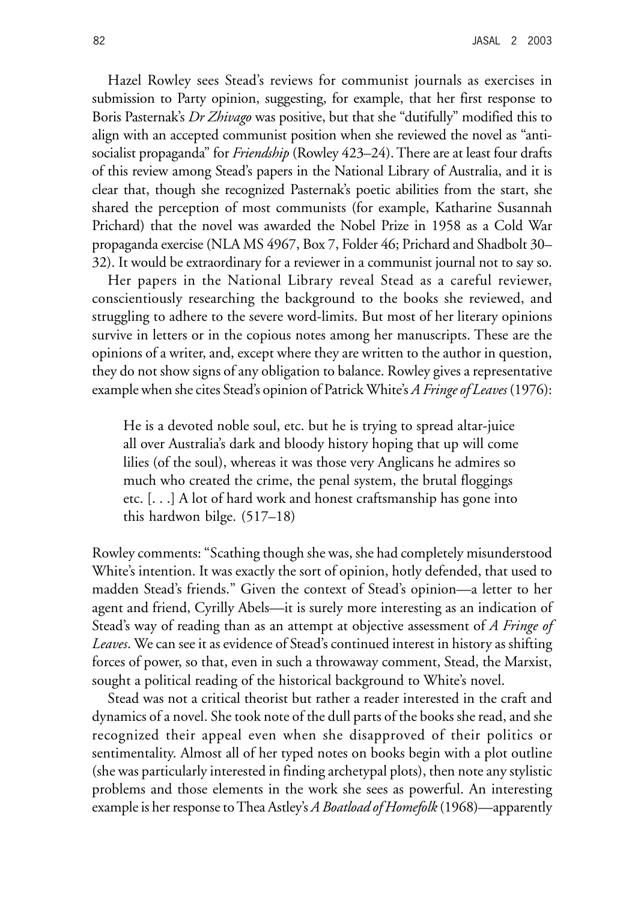Hazel Rowley sees Stead's reviews for communist journals as exercises in submission to Party opinion, suggesting, for example, that her first response to Boris Pasternak's *Dr Zhivago* was positive, but that she "dutifully" modified this to align with an accepted communist position when she reviewed the novel as "anti-socialist propaganda" for *Friendship* (Rowley 423–24). There are at least four drafts of this review among Stead's papers in the National Library of Australia, and it is clear that, though she recognized Pasternak's poetic abilities from the start, she shared the perception of most communists (for example, Katharine Susannah Prichard) that the novel was awarded the Nobel Prize in 1958 as a Cold War propaganda exercise (NLA MS 4967, Box 7, Folder 46; Prichard and Shadbolt 30–32). It would be extraordinary for a reviewer in a communist journal not to say so.

Her papers in the National Library reveal Stead as a careful reviewer, conscientiously researching the background to the books she reviewed, and struggling to adhere to the severe word-limits. But most of her literary opinions survive in letters or in the copious notes among her manuscripts. These are the opinions of a writer, and, except where they are written to the author in question, they do not show signs of any obligation to balance. Rowley gives a representative example when she cites Stead's opinion of Patrick White's *A Fringe of Leaves* (1976):

> He is a devoted noble soul, etc. but he is trying to spread altar-juice all over Australia's dark and bloody history hoping that up will come lilies (of the soul), whereas it was those very Anglicans he admires so much who created the crime, the penal system, the brutal floggings etc. [. . .] A lot of hard work and honest craftsmanship has gone into this hardwon bilge. (517–18)

Rowley comments: "Scathing though she was, she had completely misunderstood White's intention. It was exactly the sort of opinion, hotly defended, that used to madden Stead's friends." Given the context of Stead's opinion—a letter to her agent and friend, Cyrilly Abels—it is surely more interesting as an indication of Stead's way of reading than as an attempt at objective assessment of *A Fringe of Leaves*. We can see it as evidence of Stead's continued interest in history as shifting forces of power, so that, even in such a throwaway comment, Stead, the Marxist, sought a political reading of the historical background to White's novel.

Stead was not a critical theorist but rather a reader interested in the craft and dynamics of a novel. She took note of the dull parts of the books she read, and she recognized their appeal even when she disapproved of their politics or sentimentality. Almost all of her typed notes on books begin with a plot outline (she was particularly interested in finding archetypal plots), then note any stylistic problems and those elements in the work she sees as powerful. An interesting example is her response to Thea Astley's *A Boatload of Homefolk* (1968)—apparently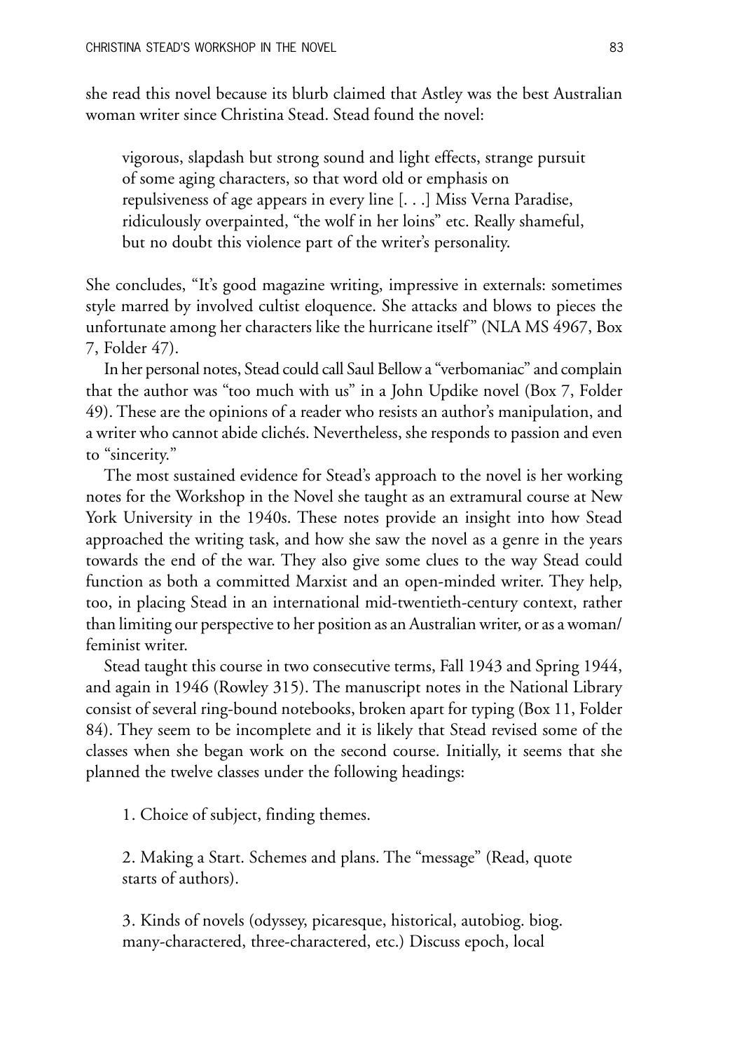she read this novel because its blurb claimed that Astley was the best Australian woman writer since Christina Stead. Stead found the novel:

> vigorous, slapdash but strong sound and light effects, strange pursuit of some aging characters, so that word old or emphasis on repulsiveness of age appears in every line [. . .] Miss Verna Paradise, ridiculously overpainted, "the wolf in her loins" etc. Really shameful, but no doubt this violence part of the writer's personality.

She concludes, "It's good magazine writing, impressive in externals: sometimes style marred by involved cultist eloquence. She attacks and blows to pieces the unfortunate among her characters like the hurricane itself" (NLA MS 4967, Box 7, Folder 47).

In her personal notes, Stead could call Saul Bellow a "verbomaniac" and complain that the author was "too much with us" in a John Updike novel (Box 7, Folder 49). These are the opinions of a reader who resists an author's manipulation, and a writer who cannot abide clichés. Nevertheless, she responds to passion and even to "sincerity."

The most sustained evidence for Stead's approach to the novel is her working notes for the Workshop in the Novel she taught as an extramural course at New York University in the 1940s. These notes provide an insight into how Stead approached the writing task, and how she saw the novel as a genre in the years towards the end of the war. They also give some clues to the way Stead could function as both a committed Marxist and an open-minded writer. They help, too, in placing Stead in an international mid-twentieth-century context, rather than limiting our perspective to her position as an Australian writer, or as a woman/feminist writer.

Stead taught this course in two consecutive terms, Fall 1943 and Spring 1944, and again in 1946 (Rowley 315). The manuscript notes in the National Library consist of several ring-bound notebooks, broken apart for typing (Box 11, Folder 84). They seem to be incomplete and it is likely that Stead revised some of the classes when she began work on the second course. Initially, it seems that she planned the twelve classes under the following headings:

1. Choice of subject, finding themes.

2. Making a Start. Schemes and plans. The "message" (Read, quote starts of authors).

3. Kinds of novels (odyssey, picaresque, historical, autobiog. biog. many-charactered, three-charactered, etc.) Discuss epoch, local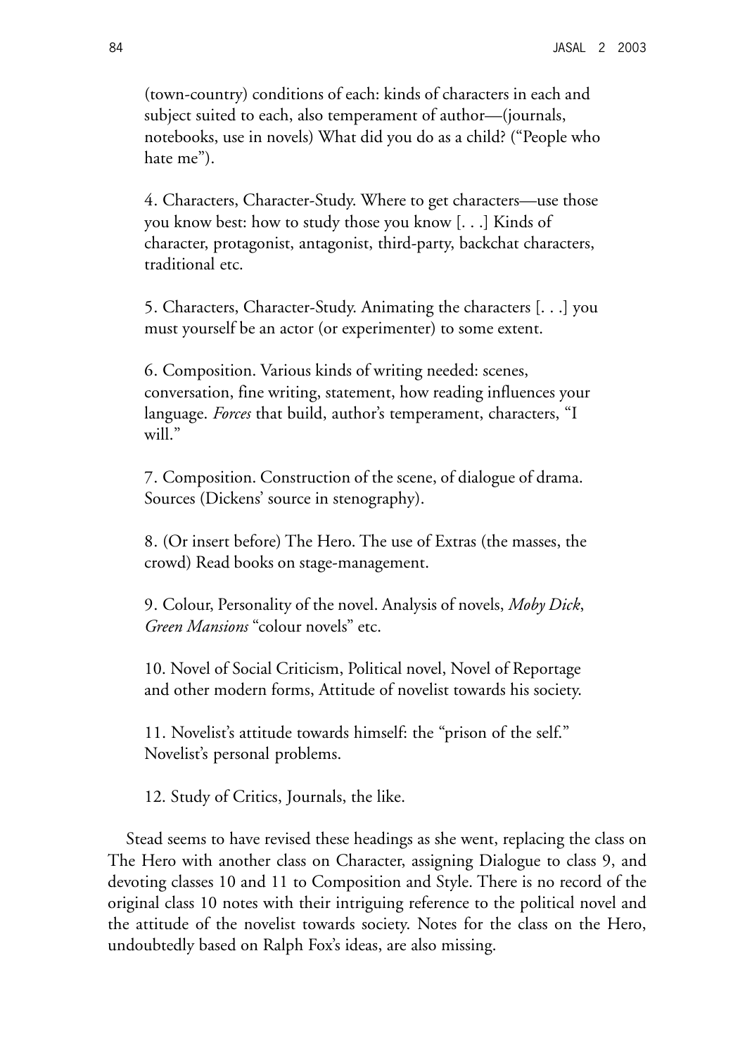(town-country) conditions of each: kinds of characters in each and subject suited to each, also temperament of author—(journals, notebooks, use in novels) What did you do as a child? ("People who hate me").

4. Characters, Character-Study. Where to get characters—use those you know best: how to study those you know [. . .] Kinds of character, protagonist, antagonist, third-party, backchat characters, traditional etc.

5. Characters, Character-Study. Animating the characters [. . .] you must yourself be an actor (or experimenter) to some extent.

6. Composition. Various kinds of writing needed: scenes, conversation, fine writing, statement, how reading influences your language. *Forces* that build, author's temperament, characters, "I will."

7. Composition. Construction of the scene, of dialogue of drama. Sources (Dickens' source in stenography).

8. (Or insert before) The Hero. The use of Extras (the masses, the crowd) Read books on stage-management.

9. Colour, Personality of the novel. Analysis of novels, *Moby Dick*, *Green Mansions* "colour novels" etc.

10. Novel of Social Criticism, Political novel, Novel of Reportage and other modern forms, Attitude of novelist towards his society.

11. Novelist's attitude towards himself: the "prison of the self." Novelist's personal problems.

12. Study of Critics, Journals, the like.

Stead seems to have revised these headings as she went, replacing the class on The Hero with another class on Character, assigning Dialogue to class 9, and devoting classes 10 and 11 to Composition and Style. There is no record of the original class 10 notes with their intriguing reference to the political novel and the attitude of the novelist towards society. Notes for the class on the Hero, undoubtedly based on Ralph Fox's ideas, are also missing.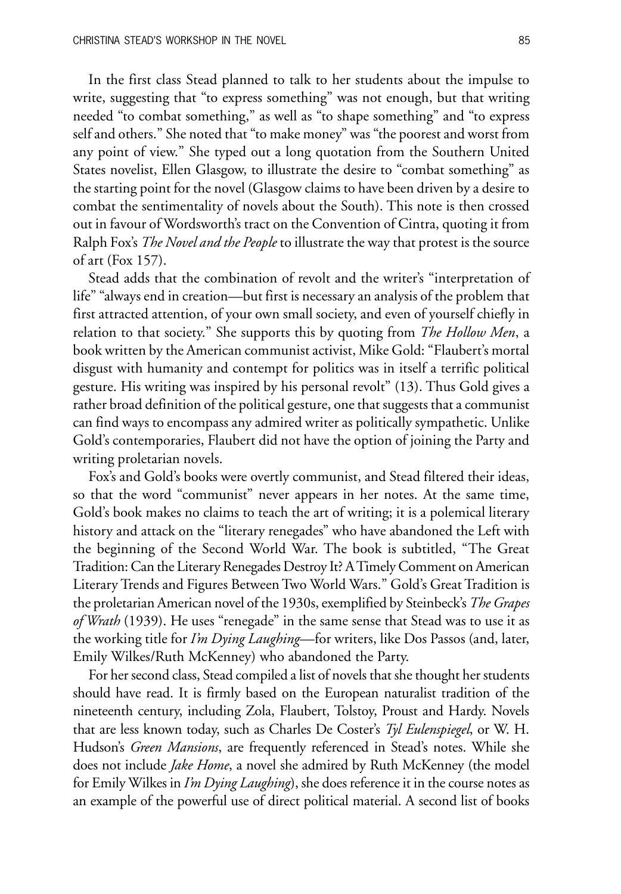In the first class Stead planned to talk to her students about the impulse to write, suggesting that "to express something" was not enough, but that writing needed "to combat something," as well as "to shape something" and "to express self and others." She noted that "to make money" was "the poorest and worst from any point of view." She typed out a long quotation from the Southern United States novelist, Ellen Glasgow, to illustrate the desire to "combat something" as the starting point for the novel (Glasgow claims to have been driven by a desire to combat the sentimentality of novels about the South). This note is then crossed out in favour of Wordsworth's tract on the Convention of Cintra, quoting it from Ralph Fox's *The Novel and the People* to illustrate the way that protest is the source of art (Fox 157).

Stead adds that the combination of revolt and the writer's "interpretation of life" "always end in creation—but first is necessary an analysis of the problem that first attracted attention, of your own small society, and even of yourself chiefly in relation to that society." She supports this by quoting from *The Hollow Men*, a book written by the American communist activist, Mike Gold: "Flaubert's mortal disgust with humanity and contempt for politics was in itself a terrific political gesture. His writing was inspired by his personal revolt" (13). Thus Gold gives a rather broad definition of the political gesture, one that suggests that a communist can find ways to encompass any admired writer as politically sympathetic. Unlike Gold's contemporaries, Flaubert did not have the option of joining the Party and writing proletarian novels.

Fox's and Gold's books were overtly communist, and Stead filtered their ideas, so that the word "communist" never appears in her notes. At the same time, Gold's book makes no claims to teach the art of writing; it is a polemical literary history and attack on the "literary renegades" who have abandoned the Left with the beginning of the Second World War. The book is subtitled, "The Great Tradition: Can the Literary Renegades Destroy It? A Timely Comment on American Literary Trends and Figures Between Two World Wars." Gold's Great Tradition is the proletarian American novel of the 1930s, exemplified by Steinbeck's *The Grapes of Wrath* (1939). He uses "renegade" in the same sense that Stead was to use it as the working title for *I'm Dying Laughing*—for writers, like Dos Passos (and, later, Emily Wilkes/Ruth McKenney) who abandoned the Party.

For her second class, Stead compiled a list of novels that she thought her students should have read. It is firmly based on the European naturalist tradition of the nineteenth century, including Zola, Flaubert, Tolstoy, Proust and Hardy. Novels that are less known today, such as Charles De Coster's *Tyl Eulenspiegel*, or W. H. Hudson's *Green Mansions*, are frequently referenced in Stead's notes. While she does not include *Jake Home*, a novel she admired by Ruth McKenney (the model for Emily Wilkes in *I'm Dying Laughing*), she does reference it in the course notes as an example of the powerful use of direct political material. A second list of books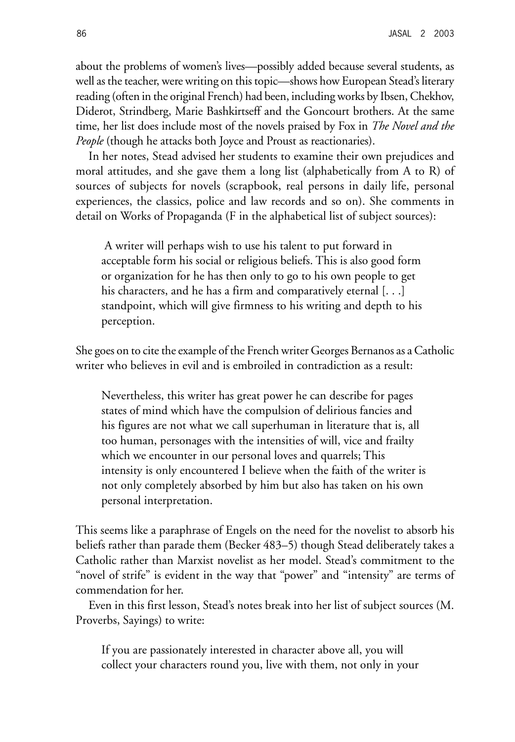about the problems of women's lives—possibly added because several students, as well as the teacher, were writing on this topic—shows how European Stead's literary reading (often in the original French) had been, including works by Ibsen, Chekhov, Diderot, Strindberg, Marie Bashkirtseff and the Goncourt brothers. At the same time, her list does include most of the novels praised by Fox in *The Novel and the People* (though he attacks both Joyce and Proust as reactionaries).

In her notes, Stead advised her students to examine their own prejudices and moral attitudes, and she gave them a long list (alphabetically from A to R) of sources of subjects for novels (scrapbook, real persons in daily life, personal experiences, the classics, police and law records and so on). She comments in detail on Works of Propaganda (F in the alphabetical list of subject sources):

> A writer will perhaps wish to use his talent to put forward in acceptable form his social or religious beliefs. This is also good form or organization for he has then only to go to his own people to get his characters, and he has a firm and comparatively eternal [. . .] standpoint, which will give firmness to his writing and depth to his perception.

She goes on to cite the example of the French writer Georges Bernanos as a Catholic writer who believes in evil and is embroiled in contradiction as a result:

> Nevertheless, this writer has great power he can describe for pages states of mind which have the compulsion of delirious fancies and his figures are not what we call superhuman in literature that is, all too human, personages with the intensities of will, vice and frailty which we encounter in our personal loves and quarrels; This intensity is only encountered I believe when the faith of the writer is not only completely absorbed by him but also has taken on his own personal interpretation.

This seems like a paraphrase of Engels on the need for the novelist to absorb his beliefs rather than parade them (Becker 483–5) though Stead deliberately takes a Catholic rather than Marxist novelist as her model. Stead's commitment to the "novel of strife" is evident in the way that "power" and "intensity" are terms of commendation for her.

Even in this first lesson, Stead's notes break into her list of subject sources (M. Proverbs, Sayings) to write:

> If you are passionately interested in character above all, you will collect your characters round you, live with them, not only in your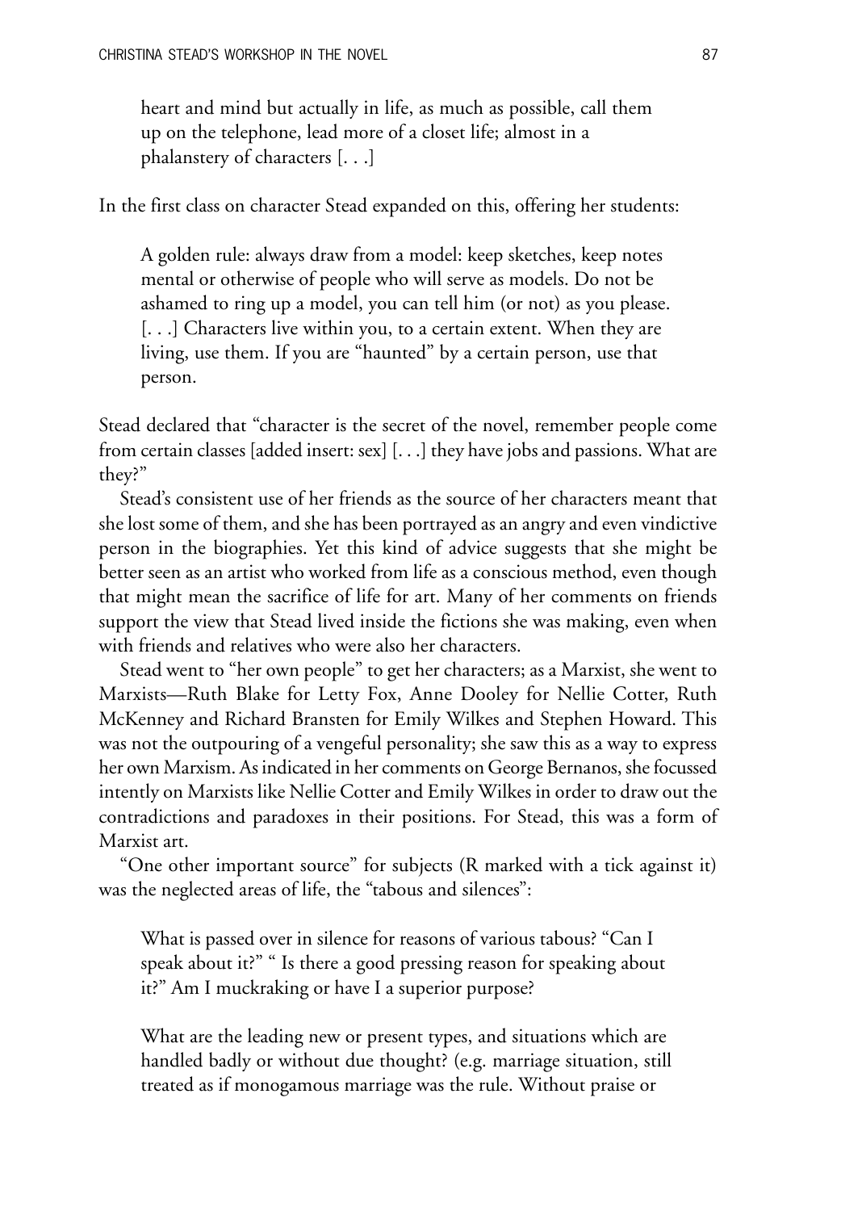> heart and mind but actually in life, as much as possible, call them up on the telephone, lead more of a closet life; almost in a phalanstery of characters [. . .]

In the first class on character Stead expanded on this, offering her students:

> A golden rule: always draw from a model: keep sketches, keep notes mental or otherwise of people who will serve as models. Do not be ashamed to ring up a model, you can tell him (or not) as you please. [. . .] Characters live within you, to a certain extent. When they are living, use them. If you are "haunted" by a certain person, use that person.

Stead declared that "character is the secret of the novel, remember people come from certain classes [added insert: sex] [. . .] they have jobs and passions. What are they?"

Stead's consistent use of her friends as the source of her characters meant that she lost some of them, and she has been portrayed as an angry and even vindictive person in the biographies. Yet this kind of advice suggests that she might be better seen as an artist who worked from life as a conscious method, even though that might mean the sacrifice of life for art. Many of her comments on friends support the view that Stead lived inside the fictions she was making, even when with friends and relatives who were also her characters.

Stead went to "her own people" to get her characters; as a Marxist, she went to Marxists—Ruth Blake for Letty Fox, Anne Dooley for Nellie Cotter, Ruth McKenney and Richard Bransten for Emily Wilkes and Stephen Howard. This was not the outpouring of a vengeful personality; she saw this as a way to express her own Marxism. As indicated in her comments on George Bernanos, she focussed intently on Marxists like Nellie Cotter and Emily Wilkes in order to draw out the contradictions and paradoxes in their positions. For Stead, this was a form of Marxist art.

"One other important source" for subjects (R marked with a tick against it) was the neglected areas of life, the "tabous and silences":

> What is passed over in silence for reasons of various tabous? "Can I speak about it?" " Is there a good pressing reason for speaking about it?" Am I muckraking or have I a superior purpose?
>
> What are the leading new or present types, and situations which are handled badly or without due thought? (e.g. marriage situation, still treated as if monogamous marriage was the rule. Without praise or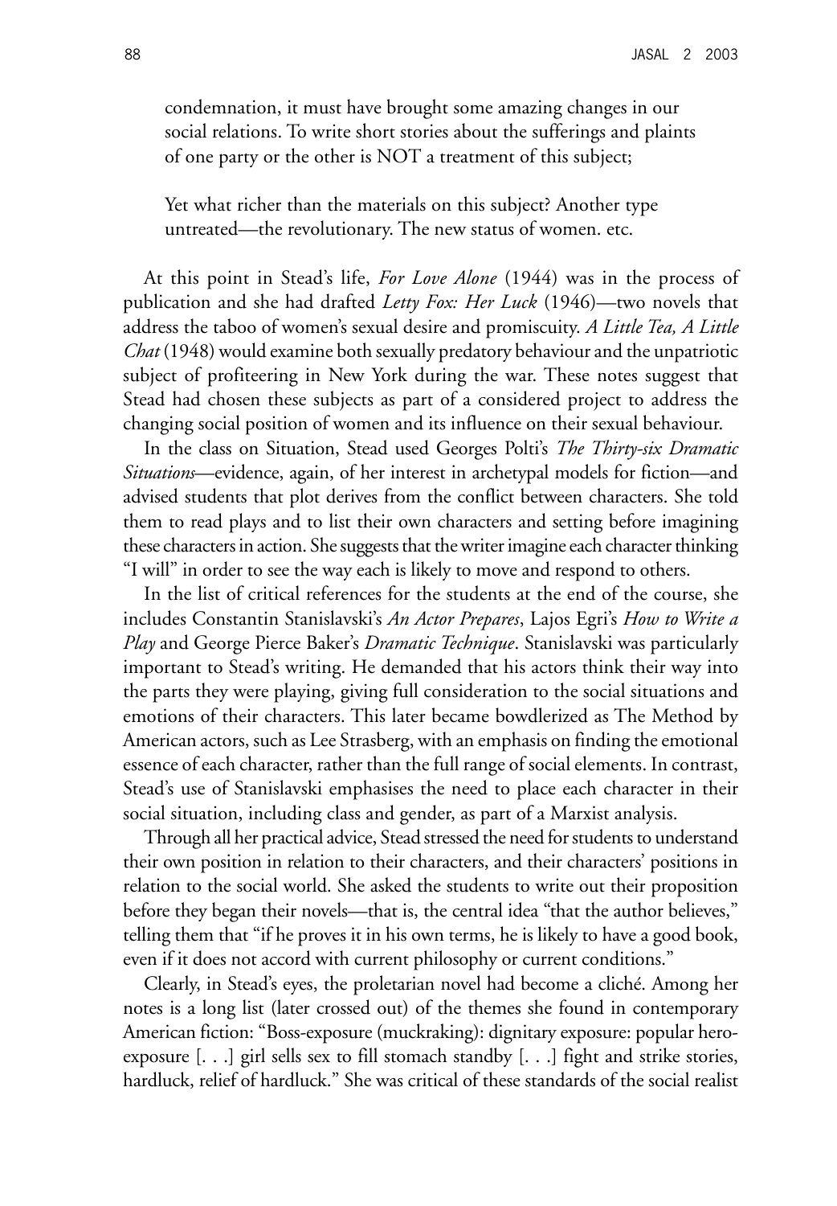> condemnation, it must have brought some amazing changes in our social relations. To write short stories about the sufferings and plaints of one party or the other is NOT a treatment of this subject;
>
> Yet what richer than the materials on this subject? Another type untreated—the revolutionary. The new status of women. etc.

At this point in Stead's life, *For Love Alone* (1944) was in the process of publication and she had drafted *Letty Fox: Her Luck* (1946)—two novels that address the taboo of women's sexual desire and promiscuity. *A Little Tea, A Little Chat* (1948) would examine both sexually predatory behaviour and the unpatriotic subject of profiteering in New York during the war. These notes suggest that Stead had chosen these subjects as part of a considered project to address the changing social position of women and its influence on their sexual behaviour.

In the class on Situation, Stead used Georges Polti's *The Thirty-six Dramatic Situations*—evidence, again, of her interest in archetypal models for fiction—and advised students that plot derives from the conflict between characters. She told them to read plays and to list their own characters and setting before imagining these characters in action. She suggests that the writer imagine each character thinking "I will" in order to see the way each is likely to move and respond to others.

In the list of critical references for the students at the end of the course, she includes Constantin Stanislavski's *An Actor Prepares*, Lajos Egri's *How to Write a Play* and George Pierce Baker's *Dramatic Technique*. Stanislavski was particularly important to Stead's writing. He demanded that his actors think their way into the parts they were playing, giving full consideration to the social situations and emotions of their characters. This later became bowdlerized as The Method by American actors, such as Lee Strasberg, with an emphasis on finding the emotional essence of each character, rather than the full range of social elements. In contrast, Stead's use of Stanislavski emphasises the need to place each character in their social situation, including class and gender, as part of a Marxist analysis.

Through all her practical advice, Stead stressed the need for students to understand their own position in relation to their characters, and their characters' positions in relation to the social world. She asked the students to write out their proposition before they began their novels—that is, the central idea "that the author believes," telling them that "if he proves it in his own terms, he is likely to have a good book, even if it does not accord with current philosophy or current conditions."

Clearly, in Stead's eyes, the proletarian novel had become a cliché. Among her notes is a long list (later crossed out) of the themes she found in contemporary American fiction: "Boss-exposure (muckraking): dignitary exposure: popular hero-exposure [. . .] girl sells sex to fill stomach standby [. . .] fight and strike stories, hardluck, relief of hardluck." She was critical of these standards of the social realist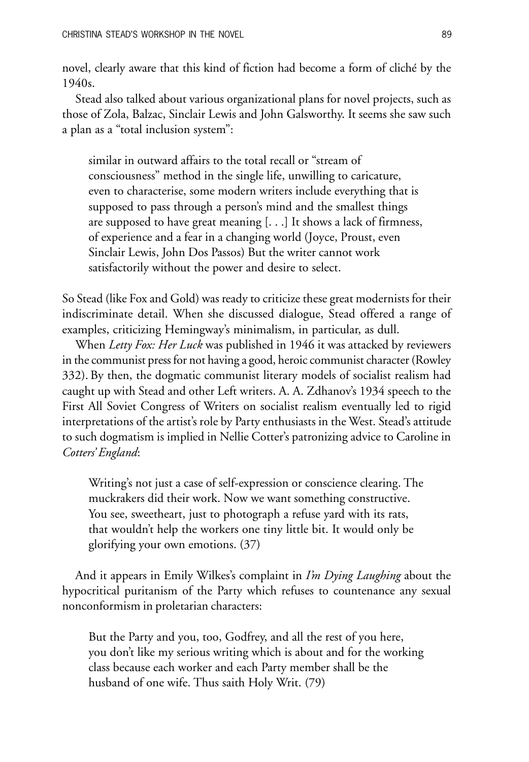novel, clearly aware that this kind of fiction had become a form of cliché by the 1940s.

Stead also talked about various organizational plans for novel projects, such as those of Zola, Balzac, Sinclair Lewis and John Galsworthy. It seems she saw such a plan as a "total inclusion system":

> similar in outward affairs to the total recall or "stream of consciousness" method in the single life, unwilling to caricature, even to characterise, some modern writers include everything that is supposed to pass through a person's mind and the smallest things are supposed to have great meaning [. . .] It shows a lack of firmness, of experience and a fear in a changing world (Joyce, Proust, even Sinclair Lewis, John Dos Passos) But the writer cannot work satisfactorily without the power and desire to select.

So Stead (like Fox and Gold) was ready to criticize these great modernists for their indiscriminate detail. When she discussed dialogue, Stead offered a range of examples, criticizing Hemingway's minimalism, in particular, as dull.

When *Letty Fox: Her Luck* was published in 1946 it was attacked by reviewers in the communist press for not having a good, heroic communist character (Rowley 332). By then, the dogmatic communist literary models of socialist realism had caught up with Stead and other Left writers. A. A. Zdhanov's 1934 speech to the First All Soviet Congress of Writers on socialist realism eventually led to rigid interpretations of the artist's role by Party enthusiasts in the West. Stead's attitude to such dogmatism is implied in Nellie Cotter's patronizing advice to Caroline in *Cotters' England*:

> Writing's not just a case of self-expression or conscience clearing. The muckrakers did their work. Now we want something constructive. You see, sweetheart, just to photograph a refuse yard with its rats, that wouldn't help the workers one tiny little bit. It would only be glorifying your own emotions. (37)

And it appears in Emily Wilkes's complaint in *I'm Dying Laughing* about the hypocritical puritanism of the Party which refuses to countenance any sexual nonconformism in proletarian characters:

> But the Party and you, too, Godfrey, and all the rest of you here, you don't like my serious writing which is about and for the working class because each worker and each Party member shall be the husband of one wife. Thus saith Holy Writ. (79)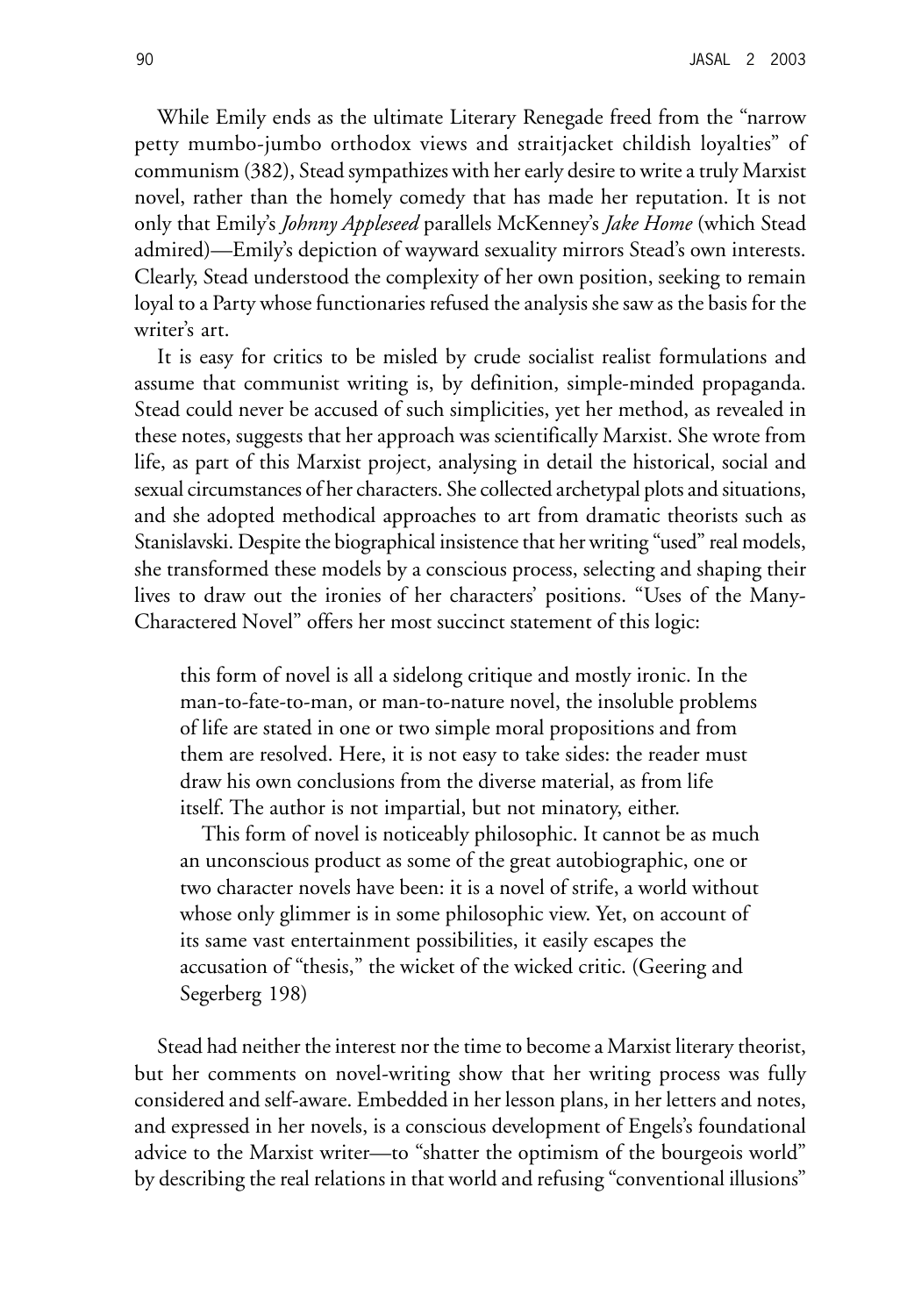While Emily ends as the ultimate Literary Renegade freed from the "narrow petty mumbo-jumbo orthodox views and straitjacket childish loyalties" of communism (382), Stead sympathizes with her early desire to write a truly Marxist novel, rather than the homely comedy that has made her reputation. It is not only that Emily's *Johnny Appleseed* parallels McKenney's *Jake Home* (which Stead admired)—Emily's depiction of wayward sexuality mirrors Stead's own interests. Clearly, Stead understood the complexity of her own position, seeking to remain loyal to a Party whose functionaries refused the analysis she saw as the basis for the writer's art.

It is easy for critics to be misled by crude socialist realist formulations and assume that communist writing is, by definition, simple-minded propaganda. Stead could never be accused of such simplicities, yet her method, as revealed in these notes, suggests that her approach was scientifically Marxist. She wrote from life, as part of this Marxist project, analysing in detail the historical, social and sexual circumstances of her characters. She collected archetypal plots and situations, and she adopted methodical approaches to art from dramatic theorists such as Stanislavski. Despite the biographical insistence that her writing "used" real models, she transformed these models by a conscious process, selecting and shaping their lives to draw out the ironies of her characters' positions. "Uses of the Many-Charactered Novel" offers her most succinct statement of this logic:

> this form of novel is all a sidelong critique and mostly ironic. In the man-to-fate-to-man, or man-to-nature novel, the insoluble problems of life are stated in one or two simple moral propositions and from them are resolved. Here, it is not easy to take sides: the reader must draw his own conclusions from the diverse material, as from life itself. The author is not impartial, but not minatory, either.
>
> This form of novel is noticeably philosophic. It cannot be as much an unconscious product as some of the great autobiographic, one or two character novels have been: it is a novel of strife, a world without whose only glimmer is in some philosophic view. Yet, on account of its same vast entertainment possibilities, it easily escapes the accusation of "thesis," the wicket of the wicked critic. (Geering and Segerberg 198)

Stead had neither the interest nor the time to become a Marxist literary theorist, but her comments on novel-writing show that her writing process was fully considered and self-aware. Embedded in her lesson plans, in her letters and notes, and expressed in her novels, is a conscious development of Engels's foundational advice to the Marxist writer—to "shatter the optimism of the bourgeois world" by describing the real relations in that world and refusing "conventional illusions"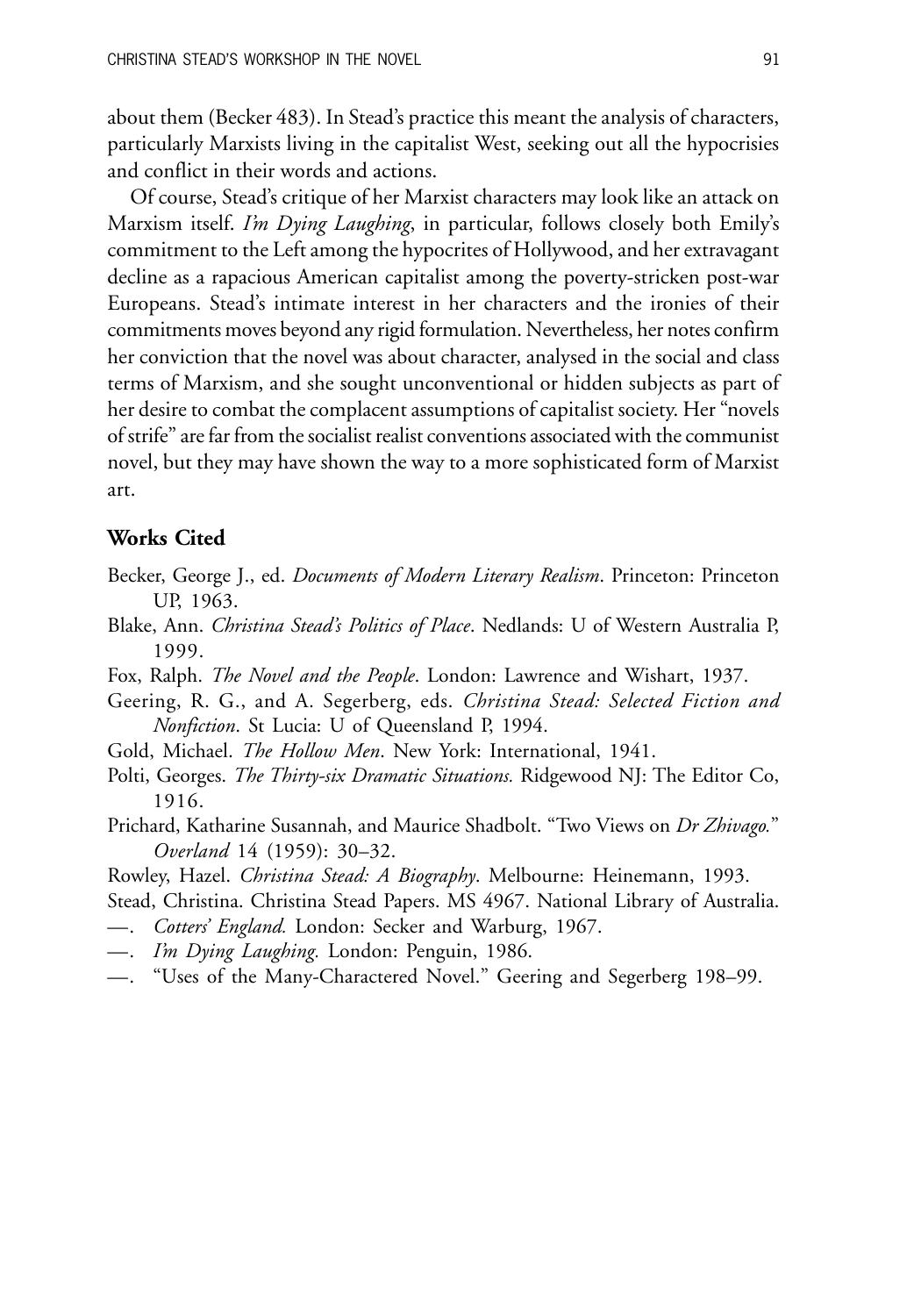about them (Becker 483). In Stead's practice this meant the analysis of characters, particularly Marxists living in the capitalist West, seeking out all the hypocrisies and conflict in their words and actions.

Of course, Stead's critique of her Marxist characters may look like an attack on Marxism itself. *I'm Dying Laughing*, in particular, follows closely both Emily's commitment to the Left among the hypocrites of Hollywood, and her extravagant decline as a rapacious American capitalist among the poverty-stricken post-war Europeans. Stead's intimate interest in her characters and the ironies of their commitments moves beyond any rigid formulation. Nevertheless, her notes confirm her conviction that the novel was about character, analysed in the social and class terms of Marxism, and she sought unconventional or hidden subjects as part of her desire to combat the complacent assumptions of capitalist society. Her "novels of strife" are far from the socialist realist conventions associated with the communist novel, but they may have shown the way to a more sophisticated form of Marxist art.

## Works Cited

Becker, George J., ed. *Documents of Modern Literary Realism*. Princeton: Princeton UP, 1963.

Blake, Ann. *Christina Stead's Politics of Place*. Nedlands: U of Western Australia P, 1999.

Fox, Ralph. *The Novel and the People*. London: Lawrence and Wishart, 1937.

Geering, R. G., and A. Segerberg, eds. *Christina Stead: Selected Fiction and Nonfiction*. St Lucia: U of Queensland P, 1994.

Gold, Michael. *The Hollow Men*. New York: International, 1941.

Polti, Georges. *The Thirty-six Dramatic Situations.* Ridgewood NJ: The Editor Co, 1916.

Prichard, Katharine Susannah, and Maurice Shadbolt. "Two Views on *Dr Zhivago.*" *Overland* 14 (1959): 30–32.

Rowley, Hazel. *Christina Stead: A Biography*. Melbourne: Heinemann, 1993.

Stead, Christina. Christina Stead Papers. MS 4967. National Library of Australia.

—. *Cotters' England.* London: Secker and Warburg, 1967.

—. *I'm Dying Laughing.* London: Penguin, 1986.

—. "Uses of the Many-Charactered Novel." Geering and Segerberg 198–99.